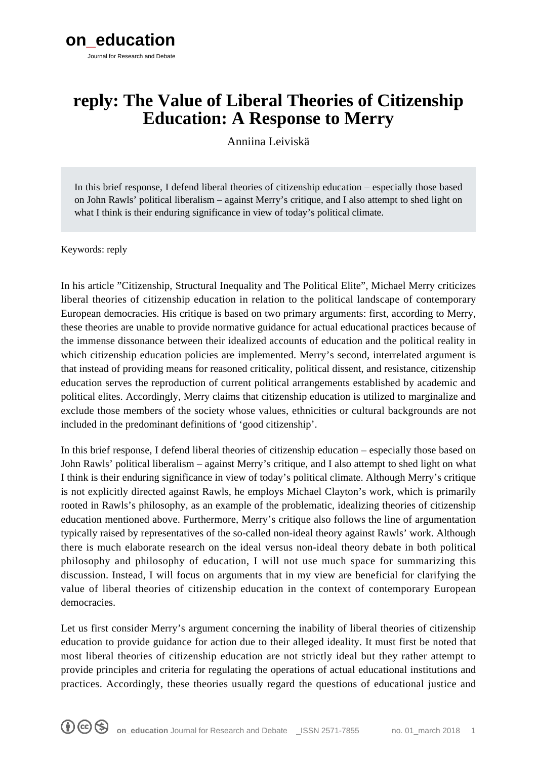# reply: The Value of Liberal Theories of Citizenship Education: A Response to Merry

Anniina Leiviskä

In this brief response, I defend liberal theories of citizenship education – especially those based on John Rawls' political liberalism – against Merry's critique, and I also attempt to shed light on what I think is their enduring significance in view of today's political climate.

Keywords: reply

In his article "Citizenship, Structural Inequality and The Political Elite", Michael Merry criticizes liberal theories of citizenship education in relation to the political landscape of contemporary European democracies. His critique is based on two primary arguments: first, according to Merry, these theories are unable to provide normative guidance for actual educational practices because of the immense dissonance between their idealized accounts of education and the political reality in which citizenship education policies are implemented. Merry's second, interrelated argument is that instead of providing means for reasoned criticality, political dissent, and resistance, citizenship education serves the reproduction of current political arrangements established by academic and political elites. Accordingly, Merry claims that citizenship education is utilized to marginalize and exclude those members of the society whose values, ethnicities or cultural backgrounds are not included in the predominant definitions of 'good citizenship'.

In this brief response, I defend liberal theories of citizenship education – especially those based on John Rawls' political liberalism – against Merry's critique, and I also attempt to shed light on what I think is their enduring significance in view of today's political climate. Although Merry's critique is not explicitly directed against Rawls, he employs Michael Clayton's work, which is primarily rooted in Rawls's philosophy, as an example of the problematic, idealizing theories of citizenship education mentioned above. Furthermore, Merry's critique also follows the line of argumentation typically raised by representatives of the so-called non-ideal theory against Rawls' work. Although there is much elaborate research on the ideal versus non-ideal theory debate in both political philosophy and philosophy of education, I will not use much space for summarizing this discussion. Instead, I will focus on arguments that in my view are beneficial for clarifying the value of liberal theories of citizenship education in the context of contemporary European democracies.

Let us first consider Merry's argument concerning the inability of liberal theories of citizenship education to provide guidance for action due to their alleged ideality. It must first be noted that most liberal theories of citizenship education are not strictly ideal but they rather attempt to provide principles and criteria for regulating the operations of actual educational institutions and practices. Accordingly, these theories usually regard the questions of educational justice and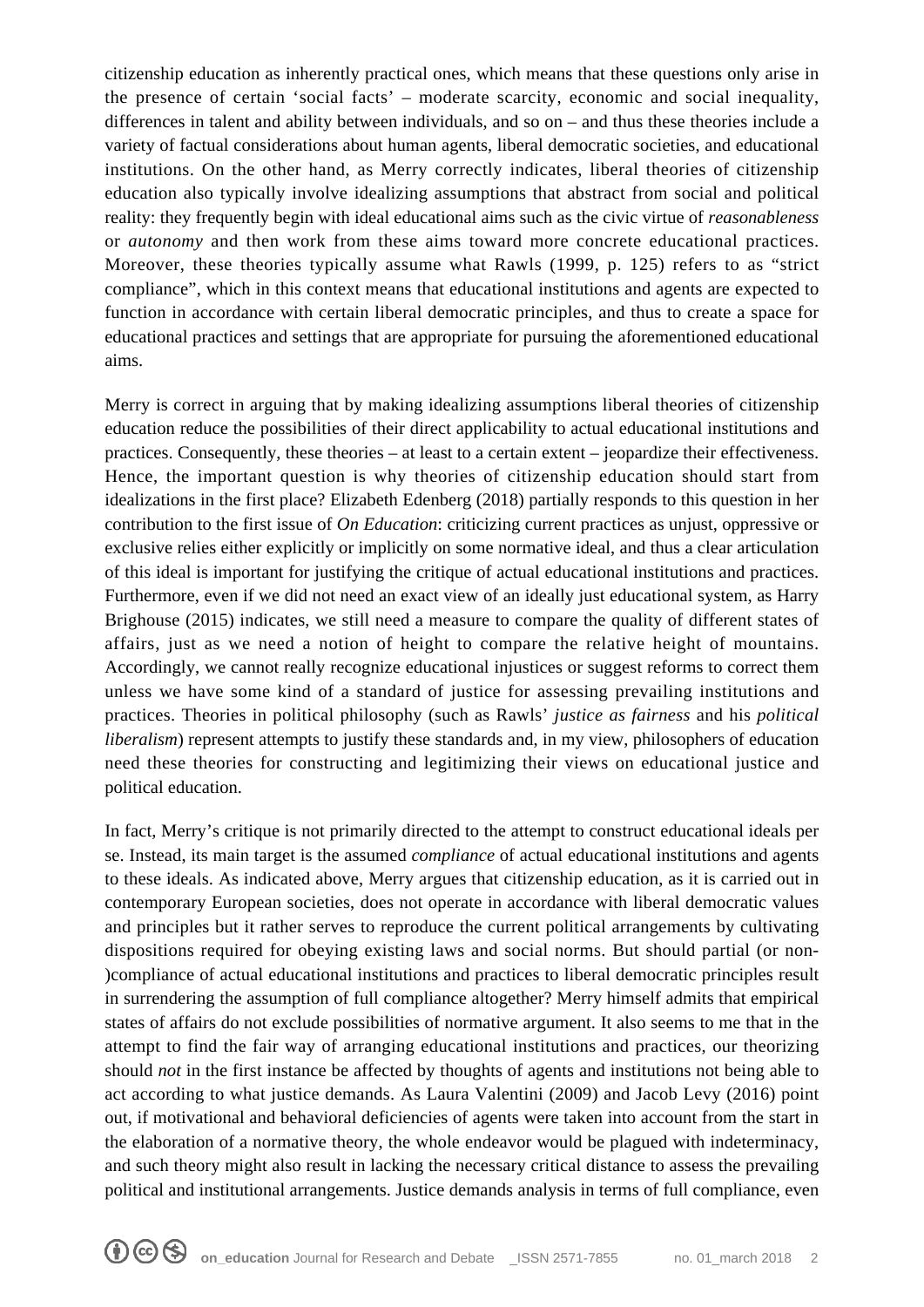citizenship education as inherently practical ones, which means that these questions only arise in the presence of certain 'social facts' – moderate scarcity, economic and social inequality, differences in talent and ability between individuals, and so on – and thus these theories include a variety of factual considerations about human agents, liberal democratic societies, and educational institutions. On the other hand, as Merry correctly indicates, liberal theories of citizenship education also typically involve idealizing assumptions that abstract from social and political reality: they frequently begin with ideal educational aims such as the civic virtue of *reasonableness* or *autonomy* and then work from these aims toward more concrete educational practices. Moreover, these theories typically assume what Rawls (1999, p. 125) refers to as "strict compliance", which in this context means that educational institutions and agents are expected to function in accordance with certain liberal democratic principles, and thus to create a space for educational practices and settings that are appropriate for pursuing the aforementioned educational aims.

Merry is correct in arguing that by making idealizing assumptions liberal theories of citizenship education reduce the possibilities of their direct applicability to actual educational institutions and practices. Consequently, these theories – at least to a certain extent – jeopardize their effectiveness. Hence, the important question is why theories of citizenship education should start from idealizations in the first place? Elizabeth Edenberg (2018) partially responds to this question in her contribution to the first issue of *On Education*: criticizing current practices as unjust, oppressive or exclusive relies either explicitly or implicitly on some normative ideal, and thus a clear articulation of this ideal is important for justifying the critique of actual educational institutions and practices. Furthermore, even if we did not need an exact view of an ideally just educational system, as Harry Brighouse (2015) indicates, we still need a measure to compare the quality of different states of affairs, just as we need a notion of height to compare the relative height of mountains. Accordingly, we cannot really recognize educational injustices or suggest reforms to correct them unless we have some kind of a standard of justice for assessing prevailing institutions and practices. Theories in political philosophy (such as Rawls' *justice as fairness* and his *political liberalism*) represent attempts to justify these standards and, in my view, philosophers of education need these theories for constructing and legitimizing their views on educational justice and political education.

In fact, Merry's critique is not primarily directed to the attempt to construct educational ideals per se. Instead, its main target is the assumed *compliance* of actual educational institutions and agents to these ideals. As indicated above, Merry argues that citizenship education, as it is carried out in contemporary European societies, does not operate in accordance with liberal democratic values and principles but it rather serves to reproduce the current political arrangements by cultivating dispositions required for obeying existing laws and social norms. But should partial (or non-)compliance of actual educational institutions and practices to liberal democratic principles result in surrendering the assumption of full compliance altogether? Merry himself admits that empirical states of affairs do not exclude possibilities of normative argument. It also seems to me that in the attempt to find the fair way of arranging educational institutions and practices, our theorizing should *not* in the first instance be affected by thoughts of agents and institutions not being able to act according to what justice demands. As Laura Valentini (2009) and Jacob Levy (2016) point out, if motivational and behavioral deficiencies of agents were taken into account from the start in the elaboration of a normative theory, the whole endeavor would be plagued with indeterminacy, and such theory might also result in lacking the necessary critical distance to assess the prevailing political and institutional arrangements. Justice demands analysis in terms of full compliance, even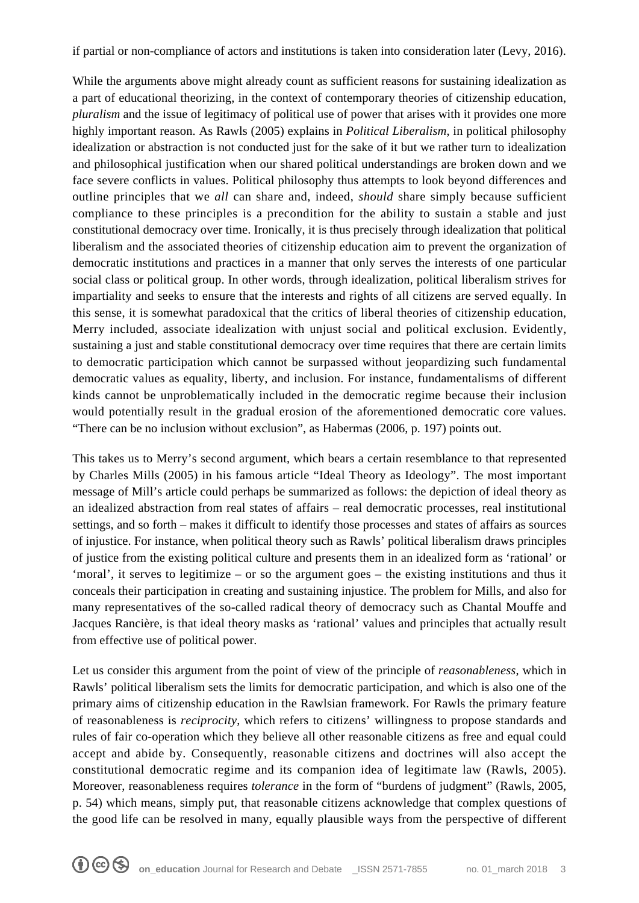if partial or non-compliance of actors and institutions is taken into consideration later (Levy, 2016).

While the arguments above might already count as sufficient reasons for sustaining idealization as a part of educational theorizing, in the context of contemporary theories of citizenship education, *pluralism* and the issue of legitimacy of political use of power that arises with it provides one more highly important reason. As Rawls (2005) explains in *Political Liberalism*, in political philosophy idealization or abstraction is not conducted just for the sake of it but we rather turn to idealization and philosophical justification when our shared political understandings are broken down and we face severe conflicts in values. Political philosophy thus attempts to look beyond differences and outline principles that we *all* can share and, indeed, *should* share simply because sufficient compliance to these principles is a precondition for the ability to sustain a stable and just constitutional democracy over time. Ironically, it is thus precisely through idealization that political liberalism and the associated theories of citizenship education aim to prevent the organization of democratic institutions and practices in a manner that only serves the interests of one particular social class or political group. In other words, through idealization, political liberalism strives for impartiality and seeks to ensure that the interests and rights of all citizens are served equally. In this sense, it is somewhat paradoxical that the critics of liberal theories of citizenship education, Merry included, associate idealization with unjust social and political exclusion. Evidently, sustaining a just and stable constitutional democracy over time requires that there are certain limits to democratic participation which cannot be surpassed without jeopardizing such fundamental democratic values as equality, liberty, and inclusion. For instance, fundamentalisms of different kinds cannot be unproblematically included in the democratic regime because their inclusion would potentially result in the gradual erosion of the aforementioned democratic core values. "There can be no inclusion without exclusion", as Habermas (2006, p. 197) points out.

This takes us to Merry's second argument, which bears a certain resemblance to that represented by Charles Mills (2005) in his famous article "Ideal Theory as Ideology". The most important message of Mill's article could perhaps be summarized as follows: the depiction of ideal theory as an idealized abstraction from real states of affairs – real democratic processes, real institutional settings, and so forth – makes it difficult to identify those processes and states of affairs as sources of injustice. For instance, when political theory such as Rawls' political liberalism draws principles of justice from the existing political culture and presents them in an idealized form as 'rational' or 'moral', it serves to legitimize – or so the argument goes – the existing institutions and thus it conceals their participation in creating and sustaining injustice. The problem for Mills, and also for many representatives of the so-called radical theory of democracy such as Chantal Mouffe and Jacques Rancière, is that ideal theory masks as 'rational' values and principles that actually result from effective use of political power.

Let us consider this argument from the point of view of the principle of *reasonableness*, which in Rawls' political liberalism sets the limits for democratic participation, and which is also one of the primary aims of citizenship education in the Rawlsian framework. For Rawls the primary feature of reasonableness is *reciprocity*, which refers to citizens' willingness to propose standards and rules of fair co-operation which they believe all other reasonable citizens as free and equal could accept and abide by. Consequently, reasonable citizens and doctrines will also accept the constitutional democratic regime and its companion idea of legitimate law (Rawls, 2005). Moreover, reasonableness requires *tolerance* in the form of "burdens of judgment" (Rawls, 2005, p. 54) which means, simply put, that reasonable citizens acknowledge that complex questions of the good life can be resolved in many, equally plausible ways from the perspective of different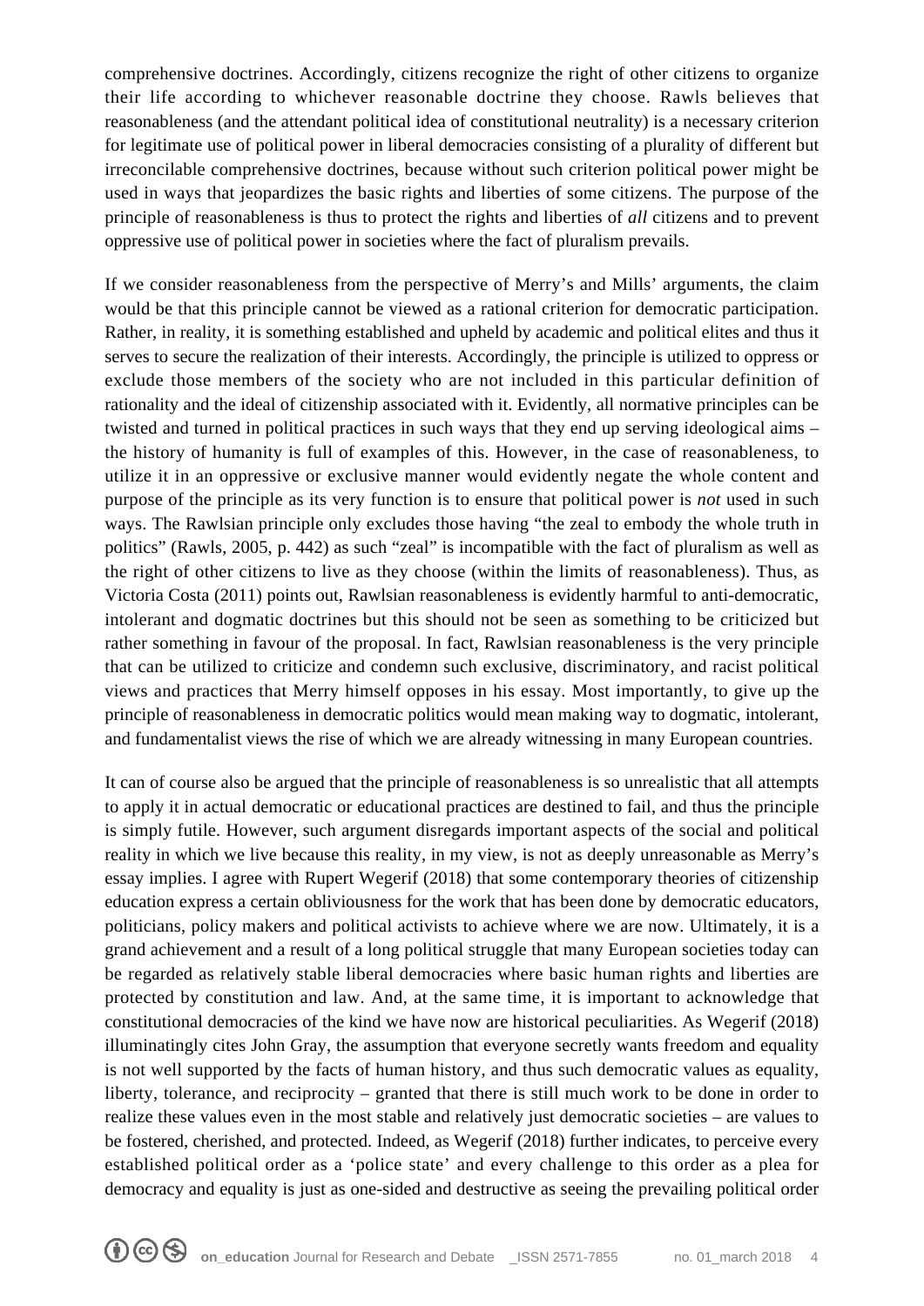comprehensive doctrines. Accordingly, citizens recognize the right of other citizens to organize their life according to whichever reasonable doctrine they choose. Rawls believes that reasonableness (and the attendant political idea of constitutional neutrality) is a necessary criterion for legitimate use of political power in liberal democracies consisting of a plurality of different but irreconcilable comprehensive doctrines, because without such criterion political power might be used in ways that jeopardizes the basic rights and liberties of some citizens. The purpose of the principle of reasonableness is thus to protect the rights and liberties of *all* citizens and to prevent oppressive use of political power in societies where the fact of pluralism prevails.

If we consider reasonableness from the perspective of Merry's and Mills' arguments, the claim would be that this principle cannot be viewed as a rational criterion for democratic participation. Rather, in reality, it is something established and upheld by academic and political elites and thus it serves to secure the realization of their interests. Accordingly, the principle is utilized to oppress or exclude those members of the society who are not included in this particular definition of rationality and the ideal of citizenship associated with it. Evidently, all normative principles can be twisted and turned in political practices in such ways that they end up serving ideological aims – the history of humanity is full of examples of this. However, in the case of reasonableness, to utilize it in an oppressive or exclusive manner would evidently negate the whole content and purpose of the principle as its very function is to ensure that political power is *not* used in such ways. The Rawlsian principle only excludes those having "the zeal to embody the whole truth in politics" (Rawls, 2005, p. 442) as such "zeal" is incompatible with the fact of pluralism as well as the right of other citizens to live as they choose (within the limits of reasonableness). Thus, as Victoria Costa (2011) points out, Rawlsian reasonableness is evidently harmful to anti-democratic, intolerant and dogmatic doctrines but this should not be seen as something to be criticized but rather something in favour of the proposal. In fact, Rawlsian reasonableness is the very principle that can be utilized to criticize and condemn such exclusive, discriminatory, and racist political views and practices that Merry himself opposes in his essay. Most importantly, to give up the principle of reasonableness in democratic politics would mean making way to dogmatic, intolerant, and fundamentalist views the rise of which we are already witnessing in many European countries.

It can of course also be argued that the principle of reasonableness is so unrealistic that all attempts to apply it in actual democratic or educational practices are destined to fail, and thus the principle is simply futile. However, such argument disregards important aspects of the social and political reality in which we live because this reality, in my view, is not as deeply unreasonable as Merry's essay implies. I agree with Rupert Wegerif (2018) that some contemporary theories of citizenship education express a certain obliviousness for the work that has been done by democratic educators, politicians, policy makers and political activists to achieve where we are now. Ultimately, it is a grand achievement and a result of a long political struggle that many European societies today can be regarded as relatively stable liberal democracies where basic human rights and liberties are protected by constitution and law. And, at the same time, it is important to acknowledge that constitutional democracies of the kind we have now are historical peculiarities. As Wegerif (2018) illuminatingly cites John Gray, the assumption that everyone secretly wants freedom and equality is not well supported by the facts of human history, and thus such democratic values as equality, liberty, tolerance, and reciprocity – granted that there is still much work to be done in order to realize these values even in the most stable and relatively just democratic societies – are values to be fostered, cherished, and protected. Indeed, as Wegerif (2018) further indicates, to perceive every established political order as a 'police state' and every challenge to this order as a plea for democracy and equality is just as one-sided and destructive as seeing the prevailing political order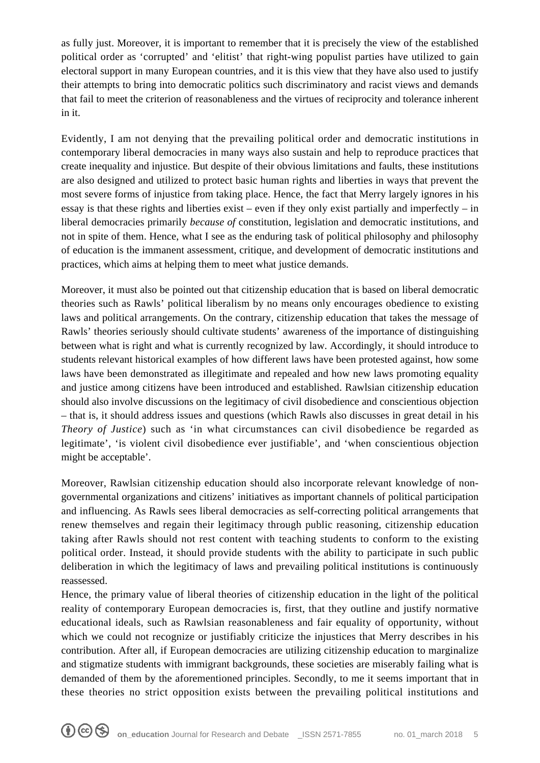as fully just. Moreover, it is important to remember that it is precisely the view of the established political order as 'corrupted' and 'elitist' that right-wing populist parties have utilized to gain electoral support in many European countries, and it is this view that they have also used to justify their attempts to bring into democratic politics such discriminatory and racist views and demands that fail to meet the criterion of reasonableness and the virtues of reciprocity and tolerance inherent in it.

Evidently, I am not denying that the prevailing political order and democratic institutions in contemporary liberal democracies in many ways also sustain and help to reproduce practices that create inequality and injustice. But despite of their obvious limitations and faults, these institutions are also designed and utilized to protect basic human rights and liberties in ways that prevent the most severe forms of injustice from taking place. Hence, the fact that Merry largely ignores in his essay is that these rights and liberties exist – even if they only exist partially and imperfectly – in liberal democracies primarily *because of* constitution, legislation and democratic institutions, and not in spite of them. Hence, what I see as the enduring task of political philosophy and philosophy of education is the immanent assessment, critique, and development of democratic institutions and practices, which aims at helping them to meet what justice demands.

Moreover, it must also be pointed out that citizenship education that is based on liberal democratic theories such as Rawls' political liberalism by no means only encourages obedience to existing laws and political arrangements. On the contrary, citizenship education that takes the message of Rawls' theories seriously should cultivate students' awareness of the importance of distinguishing between what is right and what is currently recognized by law. Accordingly, it should introduce to students relevant historical examples of how different laws have been protested against, how some laws have been demonstrated as illegitimate and repealed and how new laws promoting equality and justice among citizens have been introduced and established. Rawlsian citizenship education should also involve discussions on the legitimacy of civil disobedience and conscientious objection – that is, it should address issues and questions (which Rawls also discusses in great detail in his *Theory of Justice*) such as 'in what circumstances can civil disobedience be regarded as legitimate', 'is violent civil disobedience ever justifiable', and 'when conscientious objection might be acceptable'.

Moreover, Rawlsian citizenship education should also incorporate relevant knowledge of non-governmental organizations and citizens' initiatives as important channels of political participation and influencing. As Rawls sees liberal democracies as self-correcting political arrangements that renew themselves and regain their legitimacy through public reasoning, citizenship education taking after Rawls should not rest content with teaching students to conform to the existing political order. Instead, it should provide students with the ability to participate in such public deliberation in which the legitimacy of laws and prevailing political institutions is continuously reassessed.

Hence, the primary value of liberal theories of citizenship education in the light of the political reality of contemporary European democracies is, first, that they outline and justify normative educational ideals, such as Rawlsian reasonableness and fair equality of opportunity, without which we could not recognize or justifiably criticize the injustices that Merry describes in his contribution. After all, if European democracies are utilizing citizenship education to marginalize and stigmatize students with immigrant backgrounds, these societies are miserably failing what is demanded of them by the aforementioned principles. Secondly, to me it seems important that in these theories no strict opposition exists between the prevailing political institutions and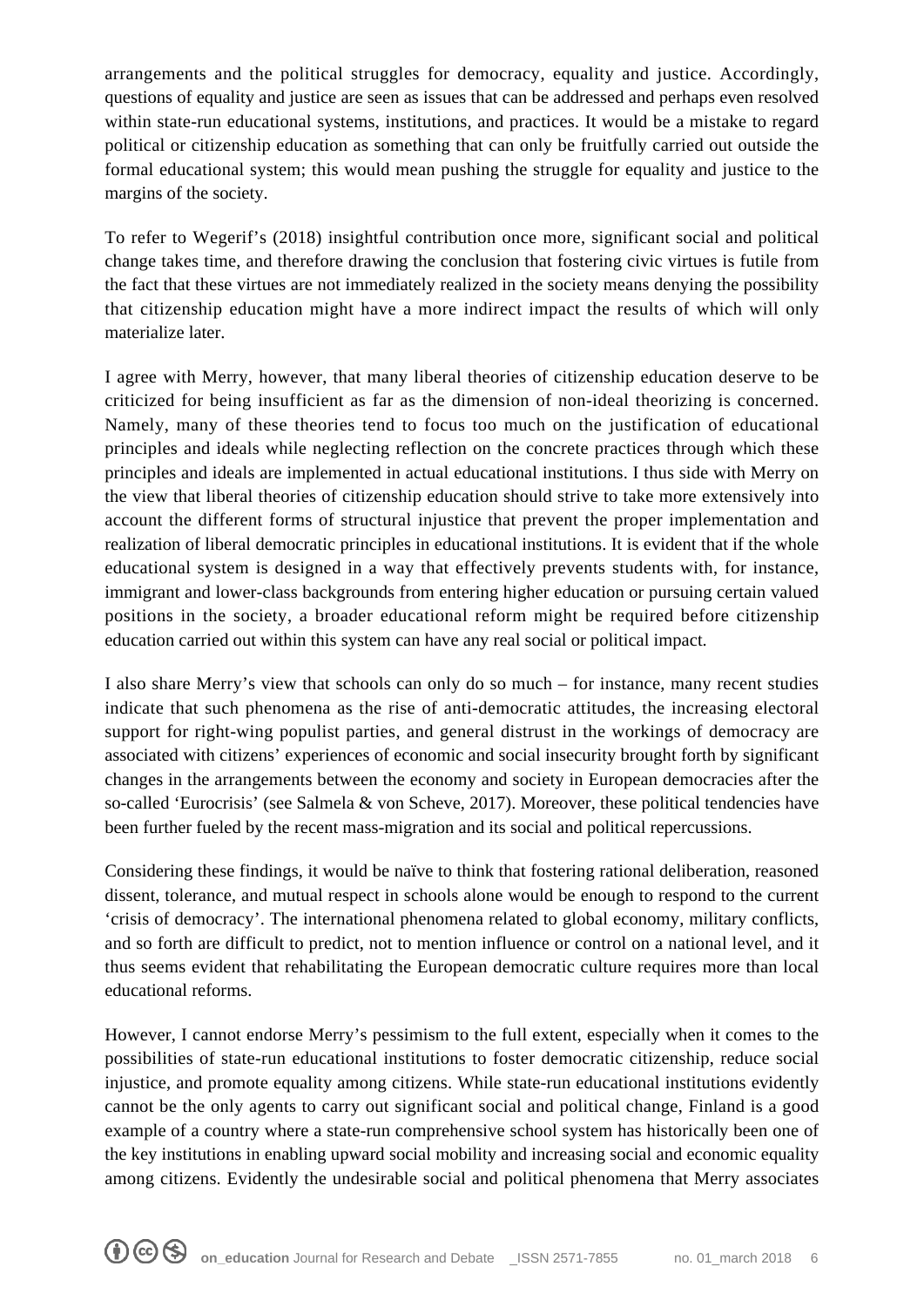arrangements and the political struggles for democracy, equality and justice. Accordingly, questions of equality and justice are seen as issues that can be addressed and perhaps even resolved within state-run educational systems, institutions, and practices. It would be a mistake to regard political or citizenship education as something that can only be fruitfully carried out outside the formal educational system; this would mean pushing the struggle for equality and justice to the margins of the society.

To refer to Wegerif's (2018) insightful contribution once more, significant social and political change takes time, and therefore drawing the conclusion that fostering civic virtues is futile from the fact that these virtues are not immediately realized in the society means denying the possibility that citizenship education might have a more indirect impact the results of which will only materialize later.

I agree with Merry, however, that many liberal theories of citizenship education deserve to be criticized for being insufficient as far as the dimension of non-ideal theorizing is concerned. Namely, many of these theories tend to focus too much on the justification of educational principles and ideals while neglecting reflection on the concrete practices through which these principles and ideals are implemented in actual educational institutions. I thus side with Merry on the view that liberal theories of citizenship education should strive to take more extensively into account the different forms of structural injustice that prevent the proper implementation and realization of liberal democratic principles in educational institutions. It is evident that if the whole educational system is designed in a way that effectively prevents students with, for instance, immigrant and lower-class backgrounds from entering higher education or pursuing certain valued positions in the society, a broader educational reform might be required before citizenship education carried out within this system can have any real social or political impact.

I also share Merry's view that schools can only do so much – for instance, many recent studies indicate that such phenomena as the rise of anti-democratic attitudes, the increasing electoral support for right-wing populist parties, and general distrust in the workings of democracy are associated with citizens' experiences of economic and social insecurity brought forth by significant changes in the arrangements between the economy and society in European democracies after the so-called 'Eurocrisis' (see Salmela & von Scheve, 2017). Moreover, these political tendencies have been further fueled by the recent mass-migration and its social and political repercussions.

Considering these findings, it would be naïve to think that fostering rational deliberation, reasoned dissent, tolerance, and mutual respect in schools alone would be enough to respond to the current 'crisis of democracy'. The international phenomena related to global economy, military conflicts, and so forth are difficult to predict, not to mention influence or control on a national level, and it thus seems evident that rehabilitating the European democratic culture requires more than local educational reforms.

However, I cannot endorse Merry's pessimism to the full extent, especially when it comes to the possibilities of state-run educational institutions to foster democratic citizenship, reduce social injustice, and promote equality among citizens. While state-run educational institutions evidently cannot be the only agents to carry out significant social and political change, Finland is a good example of a country where a state-run comprehensive school system has historically been one of the key institutions in enabling upward social mobility and increasing social and economic equality among citizens. Evidently the undesirable social and political phenomena that Merry associates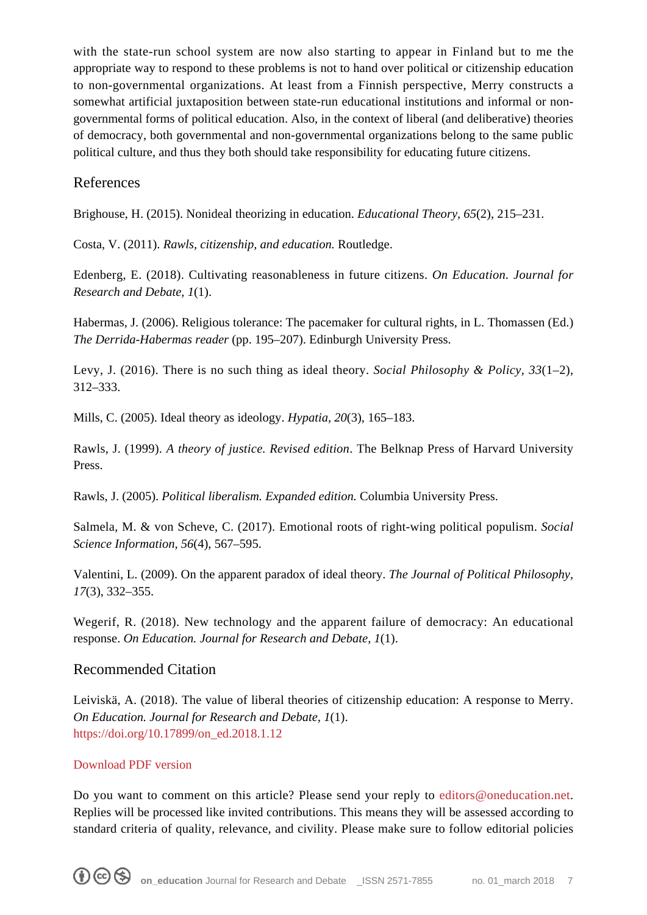with the state-run school system are now also starting to appear in Finland but to me the appropriate way to respond to these problems is not to hand over political or citizenship education to non-governmental organizations. At least from a Finnish perspective, Merry constructs a somewhat artificial juxtaposition between state-run educational institutions and informal or non-governmental forms of political education. Also, in the context of liberal (and deliberative) theories of democracy, both governmental and non-governmental organizations belong to the same public political culture, and thus they both should take responsibility for educating future citizens.

## References

Brighouse, H. (2015). Nonideal theorizing in education. *Educational Theory*, *65*(2), 215–231.

Costa, V. (2011). *Rawls, citizenship, and education.* Routledge.

Edenberg, E. (2018). Cultivating reasonableness in future citizens. *On Education. Journal for Research and Debate, 1*(1).

Habermas, J. (2006). Religious tolerance: The pacemaker for cultural rights, in L. Thomassen (Ed.) *The Derrida-Habermas reader* (pp. 195–207). Edinburgh University Press.

Levy, J. (2016). There is no such thing as ideal theory. *Social Philosophy & Policy, 33*(1–2), 312–333.

Mills, C. (2005). Ideal theory as ideology. *Hypatia, 20*(3), 165–183.

Rawls, J. (1999). *A theory of justice. Revised edition*. The Belknap Press of Harvard University Press.

Rawls, J. (2005). *Political liberalism. Expanded edition.* Columbia University Press.

Salmela, M. & von Scheve, C. (2017). Emotional roots of right-wing political populism. *Social Science Information, 56*(4), 567–595.

Valentini, L. (2009). On the apparent paradox of ideal theory. *The Journal of Political Philosophy, 17*(3), 332–355.

Wegerif, R. (2018). New technology and the apparent failure of democracy: An educational response. *On Education. Journal for Research and Debate, 1*(1).

## Recommended Citation

Leiviskä, A. (2018). The value of liberal theories of citizenship education: A response to Merry. *On Education. Journal for Research and Debate, 1*(1).
https://doi.org/10.17899/on_ed.2018.1.12

Download PDF version

Do you want to comment on this article? Please send your reply to editors@oneducation.net. Replies will be processed like invited contributions. This means they will be assessed according to standard criteria of quality, relevance, and civility. Please make sure to follow editorial policies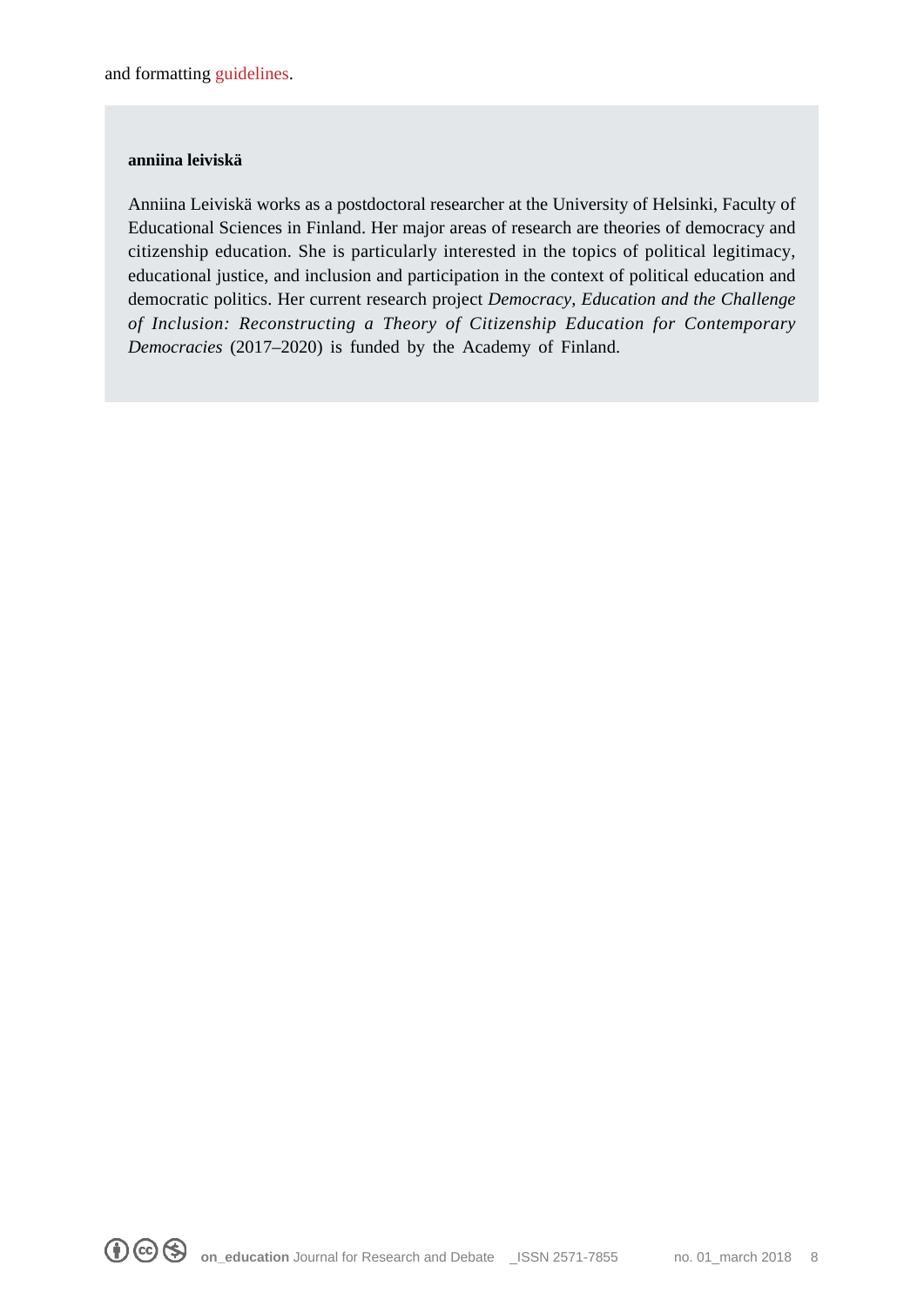and formatting guidelines.

**anniina leiviskä**

Anniina Leiviskä works as a postdoctoral researcher at the University of Helsinki, Faculty of Educational Sciences in Finland. Her major areas of research are theories of democracy and citizenship education. She is particularly interested in the topics of political legitimacy, educational justice, and inclusion and participation in the context of political education and democratic politics. Her current research project *Democracy, Education and the Challenge of Inclusion: Reconstructing a Theory of Citizenship Education for Contemporary Democracies* (2017–2020) is funded by the Academy of Finland.